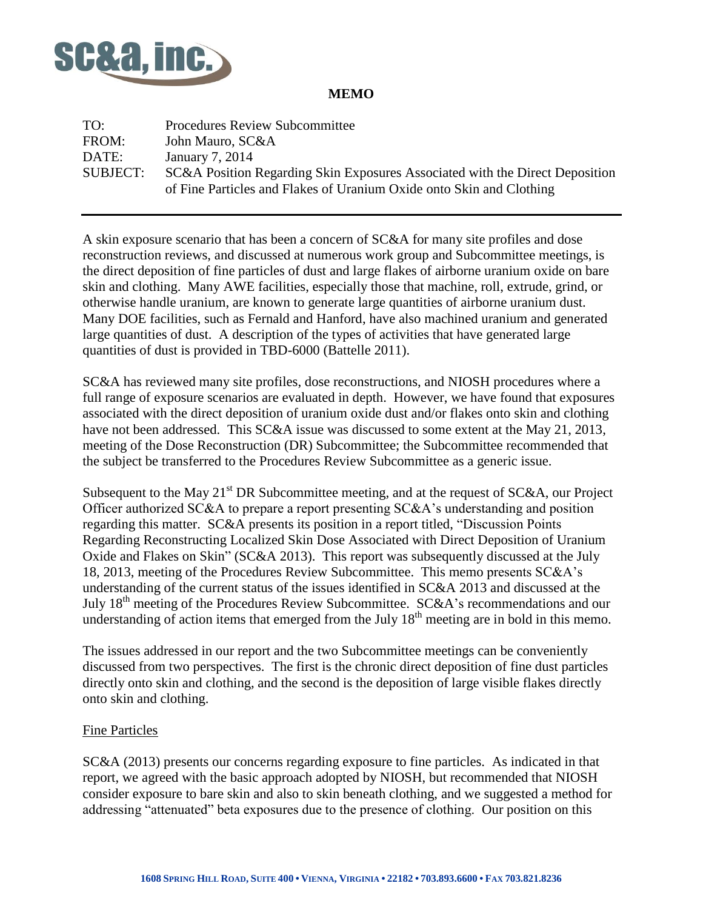**MEMO**

| | |
|---|---|
| TO: | Procedures Review Subcommittee |
| FROM: | John Mauro, SC&A |
| DATE: | January 7, 2014 |
| SUBJECT: | SC&A Position Regarding Skin Exposures Associated with the Direct Deposition of Fine Particles and Flakes of Uranium Oxide onto Skin and Clothing |

---

A skin exposure scenario that has been a concern of SC&A for many site profiles and dose reconstruction reviews, and discussed at numerous work group and Subcommittee meetings, is the direct deposition of fine particles of dust and large flakes of airborne uranium oxide on bare skin and clothing. Many AWE facilities, especially those that machine, roll, extrude, grind, or otherwise handle uranium, are known to generate large quantities of airborne uranium dust. Many DOE facilities, such as Fernald and Hanford, have also machined uranium and generated large quantities of dust. A description of the types of activities that have generated large quantities of dust is provided in TBD-6000 (Battelle 2011).

SC&A has reviewed many site profiles, dose reconstructions, and NIOSH procedures where a full range of exposure scenarios are evaluated in depth. However, we have found that exposures associated with the direct deposition of uranium oxide dust and/or flakes onto skin and clothing have not been addressed. This SC&A issue was discussed to some extent at the May 21, 2013, meeting of the Dose Reconstruction (DR) Subcommittee; the Subcommittee recommended that the subject be transferred to the Procedures Review Subcommittee as a generic issue.

Subsequent to the May 21st DR Subcommittee meeting, and at the request of SC&A, our Project Officer authorized SC&A to prepare a report presenting SC&A's understanding and position regarding this matter. SC&A presents its position in a report titled, "Discussion Points Regarding Reconstructing Localized Skin Dose Associated with Direct Deposition of Uranium Oxide and Flakes on Skin" (SC&A 2013). This report was subsequently discussed at the July 18, 2013, meeting of the Procedures Review Subcommittee. This memo presents SC&A's understanding of the current status of the issues identified in SC&A 2013 and discussed at the July 18th meeting of the Procedures Review Subcommittee. SC&A's recommendations and our understanding of action items that emerged from the July 18th meeting are in bold in this memo.

The issues addressed in our report and the two Subcommittee meetings can be conveniently discussed from two perspectives. The first is the chronic direct deposition of fine dust particles directly onto skin and clothing, and the second is the deposition of large visible flakes directly onto skin and clothing.

## Fine Particles

SC&A (2013) presents our concerns regarding exposure to fine particles. As indicated in that report, we agreed with the basic approach adopted by NIOSH, but recommended that NIOSH consider exposure to bare skin and also to skin beneath clothing, and we suggested a method for addressing "attenuated" beta exposures due to the presence of clothing. Our position on this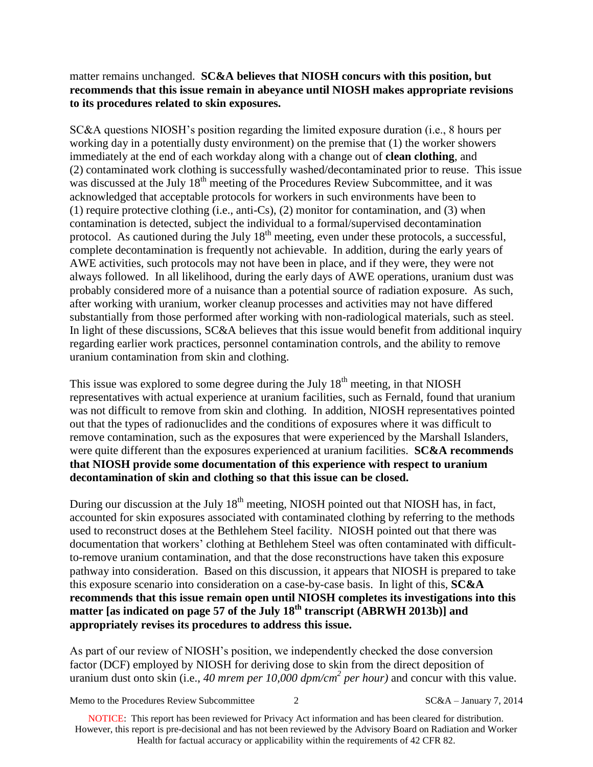matter remains unchanged. **SC&A believes that NIOSH concurs with this position, but recommends that this issue remain in abeyance until NIOSH makes appropriate revisions to its procedures related to skin exposures.**

SC&A questions NIOSH's position regarding the limited exposure duration (i.e., 8 hours per working day in a potentially dusty environment) on the premise that (1) the worker showers immediately at the end of each workday along with a change out of **clean clothing**, and (2) contaminated work clothing is successfully washed/decontaminated prior to reuse. This issue was discussed at the July 18th meeting of the Procedures Review Subcommittee, and it was acknowledged that acceptable protocols for workers in such environments have been to (1) require protective clothing (i.e., anti-Cs), (2) monitor for contamination, and (3) when contamination is detected, subject the individual to a formal/supervised decontamination protocol. As cautioned during the July 18th meeting, even under these protocols, a successful, complete decontamination is frequently not achievable. In addition, during the early years of AWE activities, such protocols may not have been in place, and if they were, they were not always followed. In all likelihood, during the early days of AWE operations, uranium dust was probably considered more of a nuisance than a potential source of radiation exposure. As such, after working with uranium, worker cleanup processes and activities may not have differed substantially from those performed after working with non-radiological materials, such as steel. In light of these discussions, SC&A believes that this issue would benefit from additional inquiry regarding earlier work practices, personnel contamination controls, and the ability to remove uranium contamination from skin and clothing.

This issue was explored to some degree during the July 18th meeting, in that NIOSH representatives with actual experience at uranium facilities, such as Fernald, found that uranium was not difficult to remove from skin and clothing. In addition, NIOSH representatives pointed out that the types of radionuclides and the conditions of exposures where it was difficult to remove contamination, such as the exposures that were experienced by the Marshall Islanders, were quite different than the exposures experienced at uranium facilities. **SC&A recommends that NIOSH provide some documentation of this experience with respect to uranium decontamination of skin and clothing so that this issue can be closed.**

During our discussion at the July 18th meeting, NIOSH pointed out that NIOSH has, in fact, accounted for skin exposures associated with contaminated clothing by referring to the methods used to reconstruct doses at the Bethlehem Steel facility. NIOSH pointed out that there was documentation that workers' clothing at Bethlehem Steel was often contaminated with difficult-to-remove uranium contamination, and that the dose reconstructions have taken this exposure pathway into consideration. Based on this discussion, it appears that NIOSH is prepared to take this exposure scenario into consideration on a case-by-case basis. In light of this, **SC&A recommends that this issue remain open until NIOSH completes its investigations into this matter [as indicated on page 57 of the July 18th transcript (ABRWH 2013b)] and appropriately revises its procedures to address this issue.**

As part of our review of NIOSH's position, we independently checked the dose conversion factor (DCF) employed by NIOSH for deriving dose to skin from the direct deposition of uranium dust onto skin (i.e., *40 mrem per 10,000 dpm/cm$^2$ per hour)* and concur with this value.

NOTICE: This report has been reviewed for Privacy Act information and has been cleared for distribution. However, this report is pre-decisional and has not been reviewed by the Advisory Board on Radiation and Worker Health for factual accuracy or applicability within the requirements of 42 CFR 82.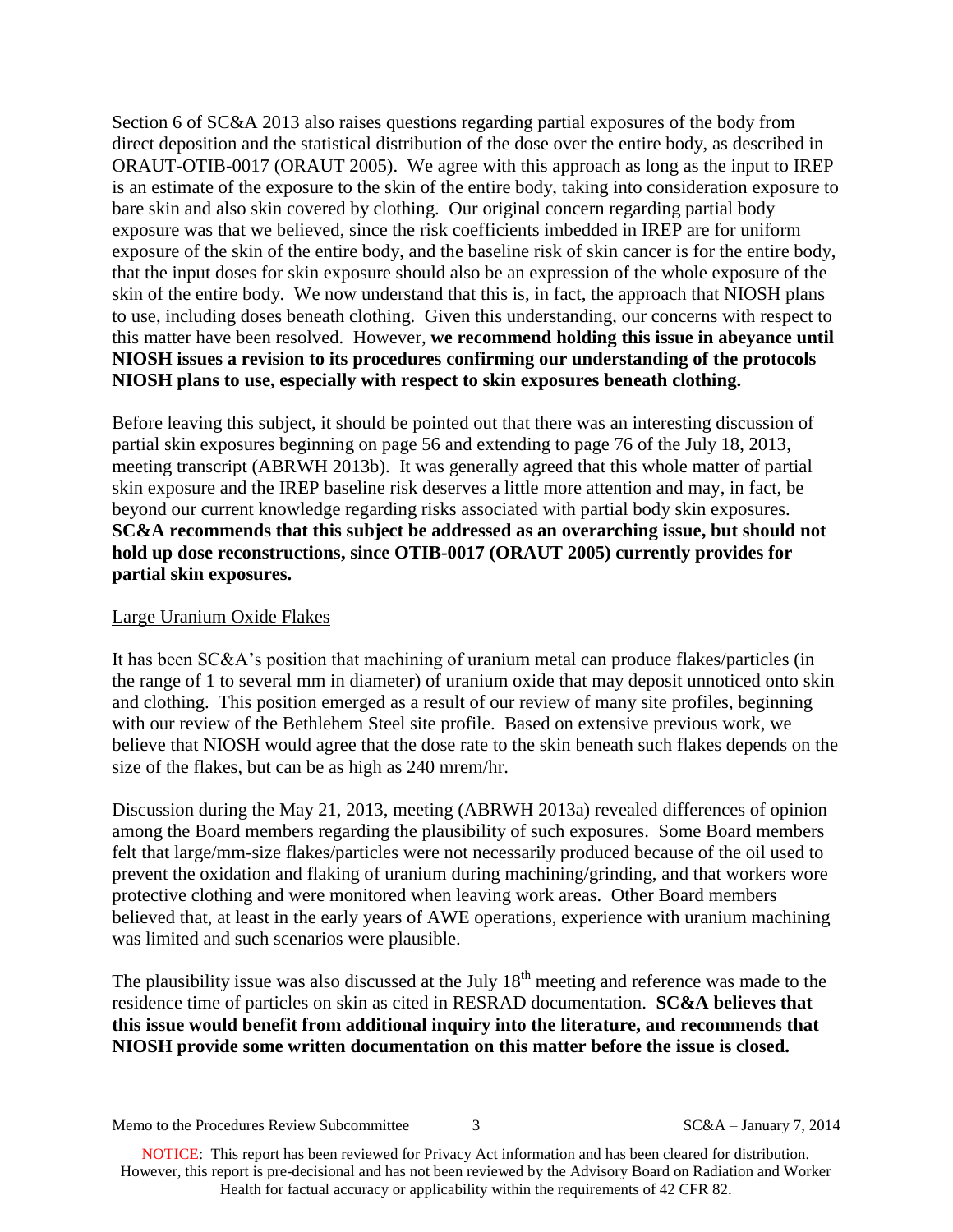Section 6 of SC&A 2013 also raises questions regarding partial exposures of the body from direct deposition and the statistical distribution of the dose over the entire body, as described in ORAUT-OTIB-0017 (ORAUT 2005). We agree with this approach as long as the input to IREP is an estimate of the exposure to the skin of the entire body, taking into consideration exposure to bare skin and also skin covered by clothing. Our original concern regarding partial body exposure was that we believed, since the risk coefficients imbedded in IREP are for uniform exposure of the skin of the entire body, and the baseline risk of skin cancer is for the entire body, that the input doses for skin exposure should also be an expression of the whole exposure of the skin of the entire body. We now understand that this is, in fact, the approach that NIOSH plans to use, including doses beneath clothing. Given this understanding, our concerns with respect to this matter have been resolved. However, **we recommend holding this issue in abeyance until NIOSH issues a revision to its procedures confirming our understanding of the protocols NIOSH plans to use, especially with respect to skin exposures beneath clothing.**

Before leaving this subject, it should be pointed out that there was an interesting discussion of partial skin exposures beginning on page 56 and extending to page 76 of the July 18, 2013, meeting transcript (ABRWH 2013b). It was generally agreed that this whole matter of partial skin exposure and the IREP baseline risk deserves a little more attention and may, in fact, be beyond our current knowledge regarding risks associated with partial body skin exposures. **SC&A recommends that this subject be addressed as an overarching issue, but should not hold up dose reconstructions, since OTIB-0017 (ORAUT 2005) currently provides for partial skin exposures.**

Large Uranium Oxide Flakes

It has been SC&A's position that machining of uranium metal can produce flakes/particles (in the range of 1 to several mm in diameter) of uranium oxide that may deposit unnoticed onto skin and clothing. This position emerged as a result of our review of many site profiles, beginning with our review of the Bethlehem Steel site profile. Based on extensive previous work, we believe that NIOSH would agree that the dose rate to the skin beneath such flakes depends on the size of the flakes, but can be as high as 240 mrem/hr.

Discussion during the May 21, 2013, meeting (ABRWH 2013a) revealed differences of opinion among the Board members regarding the plausibility of such exposures. Some Board members felt that large/mm-size flakes/particles were not necessarily produced because of the oil used to prevent the oxidation and flaking of uranium during machining/grinding, and that workers wore protective clothing and were monitored when leaving work areas. Other Board members believed that, at least in the early years of AWE operations, experience with uranium machining was limited and such scenarios were plausible.

The plausibility issue was also discussed at the July 18th meeting and reference was made to the residence time of particles on skin as cited in RESRAD documentation. **SC&A believes that this issue would benefit from additional inquiry into the literature, and recommends that NIOSH provide some written documentation on this matter before the issue is closed.**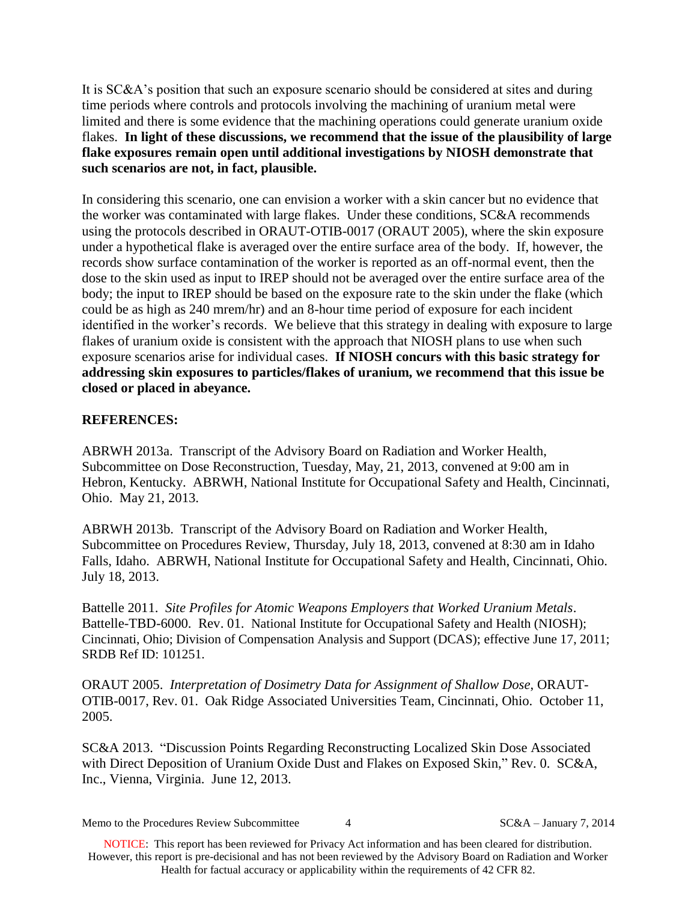It is SC&A's position that such an exposure scenario should be considered at sites and during time periods where controls and protocols involving the machining of uranium metal were limited and there is some evidence that the machining operations could generate uranium oxide flakes. **In light of these discussions, we recommend that the issue of the plausibility of large flake exposures remain open until additional investigations by NIOSH demonstrate that such scenarios are not, in fact, plausible.**

In considering this scenario, one can envision a worker with a skin cancer but no evidence that the worker was contaminated with large flakes. Under these conditions, SC&A recommends using the protocols described in ORAUT-OTIB-0017 (ORAUT 2005), where the skin exposure under a hypothetical flake is averaged over the entire surface area of the body. If, however, the records show surface contamination of the worker is reported as an off-normal event, then the dose to the skin used as input to IREP should not be averaged over the entire surface area of the body; the input to IREP should be based on the exposure rate to the skin under the flake (which could be as high as 240 mrem/hr) and an 8-hour time period of exposure for each incident identified in the worker's records. We believe that this strategy in dealing with exposure to large flakes of uranium oxide is consistent with the approach that NIOSH plans to use when such exposure scenarios arise for individual cases. **If NIOSH concurs with this basic strategy for addressing skin exposures to particles/flakes of uranium, we recommend that this issue be closed or placed in abeyance.**

**REFERENCES:**

ABRWH 2013a. Transcript of the Advisory Board on Radiation and Worker Health, Subcommittee on Dose Reconstruction, Tuesday, May, 21, 2013, convened at 9:00 am in Hebron, Kentucky. ABRWH, National Institute for Occupational Safety and Health, Cincinnati, Ohio. May 21, 2013.

ABRWH 2013b. Transcript of the Advisory Board on Radiation and Worker Health, Subcommittee on Procedures Review, Thursday, July 18, 2013, convened at 8:30 am in Idaho Falls, Idaho. ABRWH, National Institute for Occupational Safety and Health, Cincinnati, Ohio. July 18, 2013.

Battelle 2011. *Site Profiles for Atomic Weapons Employers that Worked Uranium Metals*. Battelle-TBD-6000. Rev. 01. National Institute for Occupational Safety and Health (NIOSH); Cincinnati, Ohio; Division of Compensation Analysis and Support (DCAS); effective June 17, 2011; SRDB Ref ID: 101251.

ORAUT 2005. *Interpretation of Dosimetry Data for Assignment of Shallow Dose*, ORAUT-OTIB-0017, Rev. 01. Oak Ridge Associated Universities Team, Cincinnati, Ohio. October 11, 2005.

SC&A 2013. "Discussion Points Regarding Reconstructing Localized Skin Dose Associated with Direct Deposition of Uranium Oxide Dust and Flakes on Exposed Skin," Rev. 0. SC&A, Inc., Vienna, Virginia. June 12, 2013.